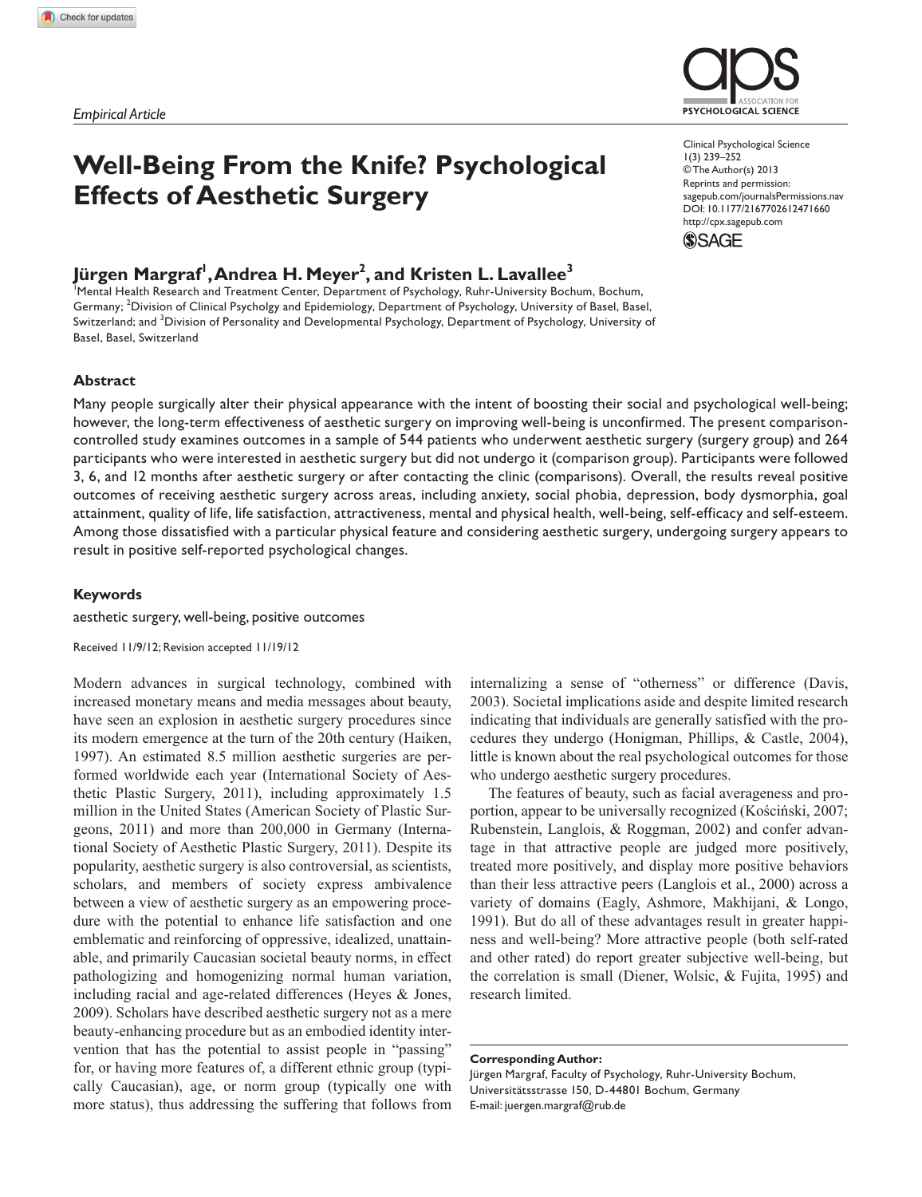*Empirical Article*

# Well-Being From the Knife? Psychological Effects of Aesthetic Surgery

**Jürgen Margraf[1], Andrea H. Meyer[2], and Kristen L. Lavallee[3]**

[1]Mental Health Research and Treatment Center, Department of Psychology, Ruhr-University Bochum, Bochum, Germany; [2]Division of Clinical Psycholgy and Epidemiology, Department of Psychology, University of Basel, Basel, Switzerland; and [3]Division of Personality and Developmental Psychology, Department of Psychology, University of Basel, Basel, Switzerland

Clinical Psychological Science
1(3) 239–252
© The Author(s) 2013
Reprints and permission: sagepub.com/journalsPermissions.nav
DOI: 10.1177/2167702612471660
http://cpx.sagepub.com

## Abstract

Many people surgically alter their physical appearance with the intent of boosting their social and psychological well-being; however, the long-term effectiveness of aesthetic surgery on improving well-being is unconfirmed. The present comparison-controlled study examines outcomes in a sample of 544 patients who underwent aesthetic surgery (surgery group) and 264 participants who were interested in aesthetic surgery but did not undergo it (comparison group). Participants were followed 3, 6, and 12 months after aesthetic surgery or after contacting the clinic (comparisons). Overall, the results reveal positive outcomes of receiving aesthetic surgery across areas, including anxiety, social phobia, depression, body dysmorphia, goal attainment, quality of life, life satisfaction, attractiveness, mental and physical health, well-being, self-efficacy and self-esteem. Among those dissatisfied with a particular physical feature and considering aesthetic surgery, undergoing surgery appears to result in positive self-reported psychological changes.

### Keywords

aesthetic surgery, well-being, positive outcomes

Received 11/9/12; Revision accepted 11/19/12

Modern advances in surgical technology, combined with increased monetary means and media messages about beauty, have seen an explosion in aesthetic surgery procedures since its modern emergence at the turn of the 20th century (Haiken, 1997). An estimated 8.5 million aesthetic surgeries are performed worldwide each year (International Society of Aesthetic Plastic Surgery, 2011), including approximately 1.5 million in the United States (American Society of Plastic Surgeons, 2011) and more than 200,000 in Germany (International Society of Aesthetic Plastic Surgery, 2011). Despite its popularity, aesthetic surgery is also controversial, as scientists, scholars, and members of society express ambivalence between a view of aesthetic surgery as an empowering procedure with the potential to enhance life satisfaction and one emblematic and reinforcing of oppressive, idealized, unattainable, and primarily Caucasian societal beauty norms, in effect pathologizing and homogenizing normal human variation, including racial and age-related differences (Heyes & Jones, 2009). Scholars have described aesthetic surgery not as a mere beauty-enhancing procedure but as an embodied identity intervention that has the potential to assist people in "passing" for, or having more features of, a different ethnic group (typically Caucasian), age, or norm group (typically one with more status), thus addressing the suffering that follows from internalizing a sense of "otherness" or difference (Davis, 2003). Societal implications aside and despite limited research indicating that individuals are generally satisfied with the procedures they undergo (Honigman, Phillips, & Castle, 2004), little is known about the real psychological outcomes for those who undergo aesthetic surgery procedures.

The features of beauty, such as facial averageness and proportion, appear to be universally recognized (Kościński, 2007; Rubenstein, Langlois, & Roggman, 2002) and confer advantage in that attractive people are judged more positively, treated more positively, and display more positive behaviors than their less attractive peers (Langlois et al., 2000) across a variety of domains (Eagly, Ashmore, Makhijani, & Longo, 1991). But do all of these advantages result in greater happiness and well-being? More attractive people (both self-rated and other rated) do report greater subjective well-being, but the correlation is small (Diener, Wolsic, & Fujita, 1995) and research limited.

**Corresponding Author:**
Jürgen Margraf, Faculty of Psychology, Ruhr-University Bochum, Universitätsstrasse 150, D-44801 Bochum, Germany
E-mail: juergen.margraf@rub.de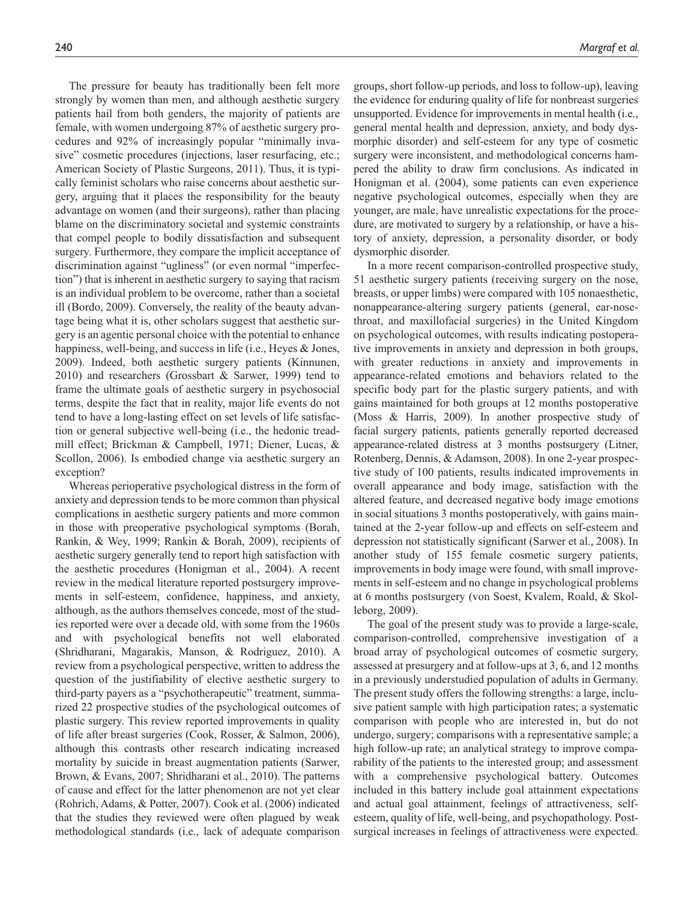The pressure for beauty has traditionally been felt more strongly by women than men, and although aesthetic surgery patients hail from both genders, the majority of patients are female, with women undergoing 87% of aesthetic surgery procedures and 92% of increasingly popular "minimally invasive" cosmetic procedures (injections, laser resurfacing, etc.; American Society of Plastic Surgeons, 2011). Thus, it is typically feminist scholars who raise concerns about aesthetic surgery, arguing that it places the responsibility for the beauty advantage on women (and their surgeons), rather than placing blame on the discriminatory societal and systemic constraints that compel people to bodily dissatisfaction and subsequent surgery. Furthermore, they compare the implicit acceptance of discrimination against "ugliness" (or even normal "imperfection") that is inherent in aesthetic surgery to saying that racism is an individual problem to be overcome, rather than a societal ill (Bordo, 2009). Conversely, the reality of the beauty advantage being what it is, other scholars suggest that aesthetic surgery is an agentic personal choice with the potential to enhance happiness, well-being, and success in life (i.e., Heyes & Jones, 2009). Indeed, both aesthetic surgery patients (Kinnunen, 2010) and researchers (Grossbart & Sarwer, 1999) tend to frame the ultimate goals of aesthetic surgery in psychosocial terms, despite the fact that in reality, major life events do not tend to have a long-lasting effect on set levels of life satisfaction or general subjective well-being (i.e., the hedonic treadmill effect; Brickman & Campbell, 1971; Diener, Lucas, & Scollon, 2006). Is embodied change via aesthetic surgery an exception?

Whereas perioperative psychological distress in the form of anxiety and depression tends to be more common than physical complications in aesthetic surgery patients and more common in those with preoperative psychological symptoms (Borah, Rankin, & Wey, 1999; Rankin & Borah, 2009), recipients of aesthetic surgery generally tend to report high satisfaction with the aesthetic procedures (Honigman et al., 2004). A recent review in the medical literature reported postsurgery improvements in self-esteem, confidence, happiness, and anxiety, although, as the authors themselves concede, most of the studies reported were over a decade old, with some from the 1960s and with psychological benefits not well elaborated (Shridharani, Magarakis, Manson, & Rodriguez, 2010). A review from a psychological perspective, written to address the question of the justifiability of elective aesthetic surgery to third-party payers as a "psychotherapeutic" treatment, summarized 22 prospective studies of the psychological outcomes of plastic surgery. This review reported improvements in quality of life after breast surgeries (Cook, Rosser, & Salmon, 2006), although this contrasts other research indicating increased mortality by suicide in breast augmentation patients (Sarwer, Brown, & Evans, 2007; Shridharani et al., 2010). The patterns of cause and effect for the latter phenomenon are not yet clear (Rohrich, Adams, & Potter, 2007). Cook et al. (2006) indicated that the studies they reviewed were often plagued by weak methodological standards (i.e., lack of adequate comparison groups, short follow-up periods, and loss to follow-up), leaving the evidence for enduring quality of life for nonbreast surgeries unsupported. Evidence for improvements in mental health (i.e., general mental health and depression, anxiety, and body dysmorphic disorder) and self-esteem for any type of cosmetic surgery were inconsistent, and methodological concerns hampered the ability to draw firm conclusions. As indicated in Honigman et al. (2004), some patients can even experience negative psychological outcomes, especially when they are younger, are male, have unrealistic expectations for the procedure, are motivated to surgery by a relationship, or have a history of anxiety, depression, a personality disorder, or body dysmorphic disorder.

In a more recent comparison-controlled prospective study, 51 aesthetic surgery patients (receiving surgery on the nose, breasts, or upper limbs) were compared with 105 nonaesthetic, nonappearance-altering surgery patients (general, ear-nose-throat, and maxillofacial surgeries) in the United Kingdom on psychological outcomes, with results indicating postoperative improvements in anxiety and depression in both groups, with greater reductions in anxiety and improvements in appearance-related emotions and behaviors related to the specific body part for the plastic surgery patients, and with gains maintained for both groups at 12 months postoperative (Moss & Harris, 2009). In another prospective study of facial surgery patients, patients generally reported decreased appearance-related distress at 3 months postsurgery (Litner, Rotenberg, Dennis, & Adamson, 2008). In one 2-year prospective study of 100 patients, results indicated improvements in overall appearance and body image, satisfaction with the altered feature, and decreased negative body image emotions in social situations 3 months postoperatively, with gains maintained at the 2-year follow-up and effects on self-esteem and depression not statistically significant (Sarwer et al., 2008). In another study of 155 female cosmetic surgery patients, improvements in body image were found, with small improvements in self-esteem and no change in psychological problems at 6 months postsurgery (von Soest, Kvalem, Roald, & Skolleborg, 2009).

The goal of the present study was to provide a large-scale, comparison-controlled, comprehensive investigation of a broad array of psychological outcomes of cosmetic surgery, assessed at presurgery and at follow-ups at 3, 6, and 12 months in a previously understudied population of adults in Germany. The present study offers the following strengths: a large, inclusive patient sample with high participation rates; a systematic comparison with people who are interested in, but do not undergo, surgery; comparisons with a representative sample; a high follow-up rate; an analytical strategy to improve comparability of the patients to the interested group; and assessment with a comprehensive psychological battery. Outcomes included in this battery include goal attainment expectations and actual goal attainment, feelings of attractiveness, self-esteem, quality of life, well-being, and psychopathology. Postsurgical increases in feelings of attractiveness were expected.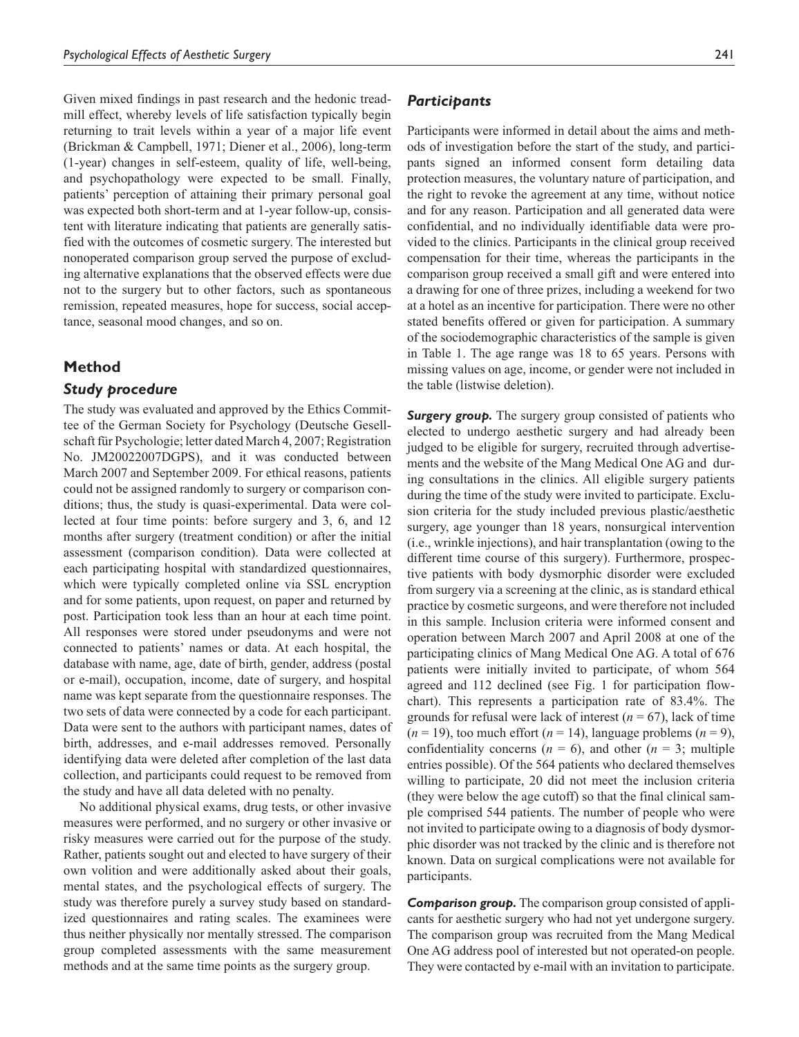Given mixed findings in past research and the hedonic treadmill effect, whereby levels of life satisfaction typically begin returning to trait levels within a year of a major life event (Brickman & Campbell, 1971; Diener et al., 2006), long-term (1-year) changes in self-esteem, quality of life, well-being, and psychopathology were expected to be small. Finally, patients' perception of attaining their primary personal goal was expected both short-term and at 1-year follow-up, consistent with literature indicating that patients are generally satisfied with the outcomes of cosmetic surgery. The interested but nonoperated comparison group served the purpose of excluding alternative explanations that the observed effects were due not to the surgery but to other factors, such as spontaneous remission, repeated measures, hope for success, social acceptance, seasonal mood changes, and so on.

## Method

### Study procedure

The study was evaluated and approved by the Ethics Committee of the German Society for Psychology (Deutsche Gesellschaft für Psychologie; letter dated March 4, 2007; Registration No. JM20022007DGPS), and it was conducted between March 2007 and September 2009. For ethical reasons, patients could not be assigned randomly to surgery or comparison conditions; thus, the study is quasi-experimental. Data were collected at four time points: before surgery and 3, 6, and 12 months after surgery (treatment condition) or after the initial assessment (comparison condition). Data were collected at each participating hospital with standardized questionnaires, which were typically completed online via SSL encryption and for some patients, upon request, on paper and returned by post. Participation took less than an hour at each time point. All responses were stored under pseudonyms and were not connected to patients' names or data. At each hospital, the database with name, age, date of birth, gender, address (postal or e-mail), occupation, income, date of surgery, and hospital name was kept separate from the questionnaire responses. The two sets of data were connected by a code for each participant. Data were sent to the authors with participant names, dates of birth, addresses, and e-mail addresses removed. Personally identifying data were deleted after completion of the last data collection, and participants could request to be removed from the study and have all data deleted with no penalty.

No additional physical exams, drug tests, or other invasive measures were performed, and no surgery or other invasive or risky measures were carried out for the purpose of the study. Rather, patients sought out and elected to have surgery of their own volition and were additionally asked about their goals, mental states, and the psychological effects of surgery. The study was therefore purely a survey study based on standardized questionnaires and rating scales. The examinees were thus neither physically nor mentally stressed. The comparison group completed assessments with the same measurement methods and at the same time points as the surgery group.

### Participants

Participants were informed in detail about the aims and methods of investigation before the start of the study, and participants signed an informed consent form detailing data protection measures, the voluntary nature of participation, and the right to revoke the agreement at any time, without notice and for any reason. Participation and all generated data were confidential, and no individually identifiable data were provided to the clinics. Participants in the clinical group received compensation for their time, whereas the participants in the comparison group received a small gift and were entered into a drawing for one of three prizes, including a weekend for two at a hotel as an incentive for participation. There were no other stated benefits offered or given for participation. A summary of the sociodemographic characteristics of the sample is given in Table 1. The age range was 18 to 65 years. Persons with missing values on age, income, or gender were not included in the table (listwise deletion).

***Surgery group.*** The surgery group consisted of patients who elected to undergo aesthetic surgery and had already been judged to be eligible for surgery, recruited through advertisements and the website of the Mang Medical One AG and during consultations in the clinics. All eligible surgery patients during the time of the study were invited to participate. Exclusion criteria for the study included previous plastic/aesthetic surgery, age younger than 18 years, nonsurgical intervention (i.e., wrinkle injections), and hair transplantation (owing to the different time course of this surgery). Furthermore, prospective patients with body dysmorphic disorder were excluded from surgery via a screening at the clinic, as is standard ethical practice by cosmetic surgeons, and were therefore not included in this sample. Inclusion criteria were informed consent and operation between March 2007 and April 2008 at one of the participating clinics of Mang Medical One AG. A total of 676 patients were initially invited to participate, of whom 564 agreed and 112 declined (see Fig. 1 for participation flowchart). This represents a participation rate of 83.4%. The grounds for refusal were lack of interest ($n = 67$), lack of time ($n = 19$), too much effort ($n = 14$), language problems ($n = 9$), confidentiality concerns ($n = 6$), and other ($n = 3$; multiple entries possible). Of the 564 patients who declared themselves willing to participate, 20 did not meet the inclusion criteria (they were below the age cutoff) so that the final clinical sample comprised 544 patients. The number of people who were not invited to participate owing to a diagnosis of body dysmorphic disorder was not tracked by the clinic and is therefore not known. Data on surgical complications were not available for participants.

***Comparison group.*** The comparison group consisted of applicants for aesthetic surgery who had not yet undergone surgery. The comparison group was recruited from the Mang Medical One AG address pool of interested but not operated-on people. They were contacted by e-mail with an invitation to participate.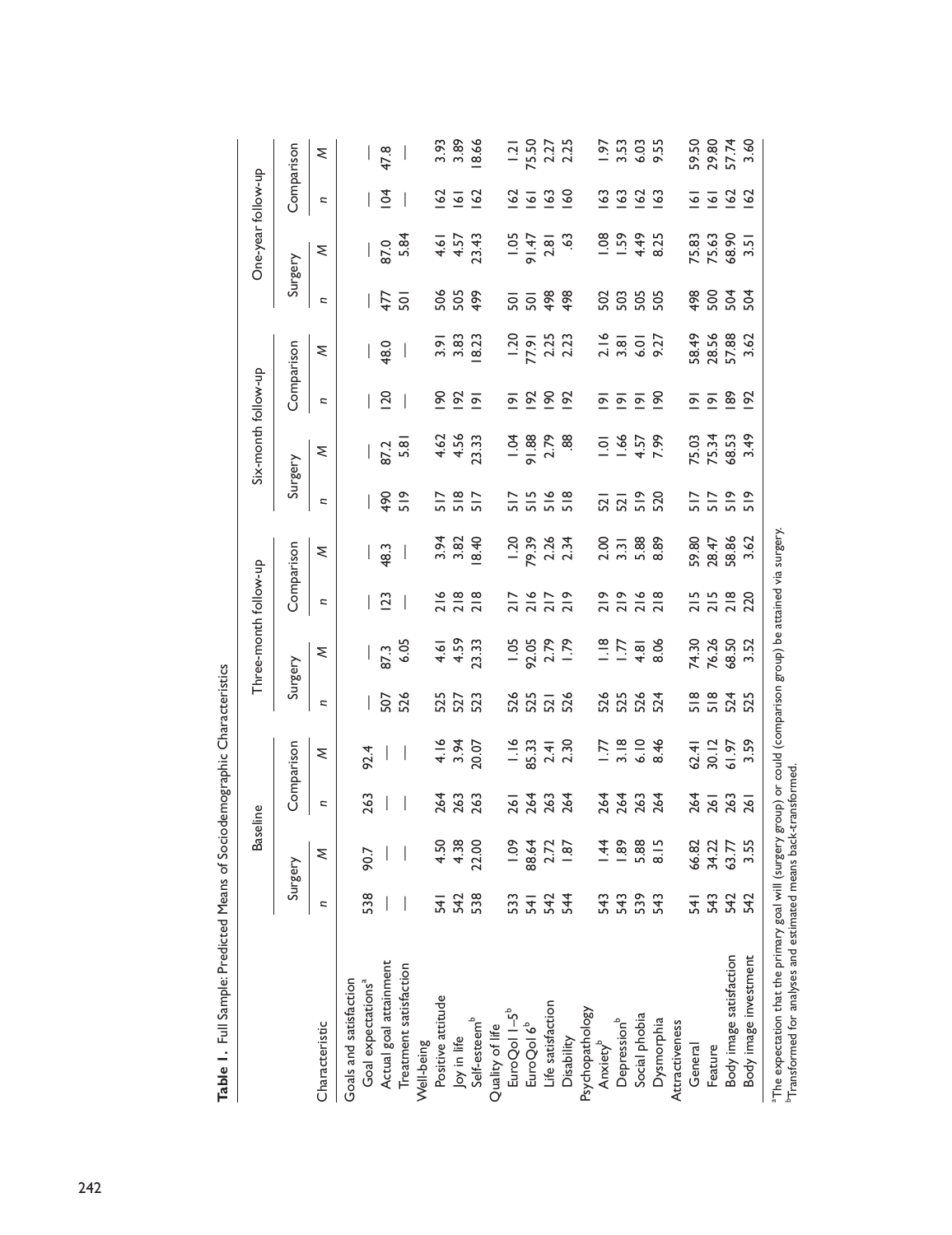**Table 1.** Full Sample: Predicted Means of Sociodemographic Characteristics

| Characteristic | Baseline | | | | Three-month follow-up | | | | Six-month follow-up | | | | One-year follow-up | | | |
|---|---|---|---|---|---|---|---|---|---|---|---|---|---|---|---|---|
| | Surgery | | Comparison | | Surgery | | Comparison | | Surgery | | Comparison | | Surgery | | Comparison | |
| | *n* | *M* | *n* | *M* | *n* | *M* | *n* | *M* | *n* | *M* | *n* | *M* | *n* | *M* | *n* | *M* |
| Goals and satisfaction | | | | | | | | | | | | | | | | |
| Goal expectations[a] | 538 | 90.7 | 263 | 92.4 | — | — | — | — | — | — | — | — | — | — | — | — |
| Actual goal attainment | — | — | — | — | 507 | 87.3 | 123 | 48.3 | 490 | 87.2 | 120 | 48.0 | 477 | 87.0 | 104 | 47.8 |
| Treatment satisfaction | — | — | — | — | 526 | 6.05 | — | — | 519 | 5.81 | — | — | 501 | 5.84 | — | — |
| Well-being | | | | | | | | | | | | | | | | |
| Positive attitude | 541 | 4.50 | 264 | 4.16 | 525 | 4.61 | 216 | 3.94 | 517 | 4.62 | 190 | 3.91 | 506 | 4.61 | 162 | 3.93 |
| Joy in life | 542 | 4.38 | 263 | 3.94 | 527 | 4.59 | 218 | 3.82 | 518 | 4.56 | 192 | 3.83 | 505 | 4.57 | 161 | 3.89 |
| Self-esteem[b] | 538 | 22.00 | 263 | 20.07 | 523 | 23.33 | 218 | 18.40 | 517 | 23.33 | 191 | 18.23 | 499 | 23.43 | 162 | 18.66 |
| Quality of life | | | | | | | | | | | | | | | | |
| EuroQol 1–5[b] | 533 | 1.09 | 261 | 1.16 | 526 | 1.05 | 217 | 1.20 | 517 | 1.04 | 191 | 1.20 | 501 | 1.05 | 162 | 1.21 |
| EuroQol 6[b] | 541 | 88.64 | 264 | 85.33 | 525 | 92.05 | 216 | 79.39 | 515 | 91.88 | 192 | 77.91 | 501 | 91.47 | 161 | 75.50 |
| Life satisfaction | 542 | 2.72 | 263 | 2.41 | 521 | 2.79 | 217 | 2.26 | 516 | 2.79 | 190 | 2.25 | 498 | 2.81 | 163 | 2.27 |
| Disability | 544 | 1.87 | 264 | 2.30 | 526 | 1.79 | 219 | 2.34 | 518 | .88 | 192 | 2.23 | 498 | .63 | 160 | 2.25 |
| Psychopathology | | | | | | | | | | | | | | | | |
| Anxiety[b] | 543 | 1.44 | 264 | 1.77 | 526 | 1.18 | 219 | 2.00 | 521 | 1.01 | 191 | 2.16 | 502 | 1.08 | 163 | 1.97 |
| Depression[b] | 543 | 1.89 | 264 | 3.18 | 525 | 1.77 | 219 | 3.31 | 521 | 1.66 | 191 | 3.81 | 503 | 1.59 | 163 | 3.53 |
| Social phobia | 539 | 5.88 | 263 | 6.10 | 526 | 4.81 | 216 | 5.88 | 519 | 4.57 | 191 | 6.01 | 505 | 4.49 | 162 | 6.03 |
| Dysmorphia | 543 | 8.15 | 264 | 8.46 | 524 | 8.06 | 218 | 8.89 | 520 | 7.99 | 190 | 9.27 | 505 | 8.25 | 163 | 9.55 |
| Attractiveness | | | | | | | | | | | | | | | | |
| General | 541 | 66.82 | 264 | 62.41 | 518 | 74.30 | 215 | 59.80 | 517 | 75.03 | 191 | 58.49 | 498 | 75.83 | 161 | 59.50 |
| Feature | 543 | 34.22 | 261 | 30.12 | 518 | 76.26 | 215 | 28.47 | 517 | 75.34 | 191 | 28.56 | 500 | 75.63 | 161 | 29.80 |
| Body image satisfaction | 542 | 63.77 | 263 | 61.97 | 524 | 68.50 | 218 | 58.86 | 519 | 68.53 | 189 | 57.88 | 504 | 68.90 | 162 | 57.74 |
| Body image investment | 542 | 3.55 | 261 | 3.59 | 525 | 3.52 | 220 | 3.62 | 519 | 3.49 | 192 | 3.62 | 504 | 3.51 | 162 | 3.60 |

[a]The expectation that the primary goal will (surgery group) or could (comparison group) be attained via surgery.
[b]Transformed for analyses and estimated means back-transformed.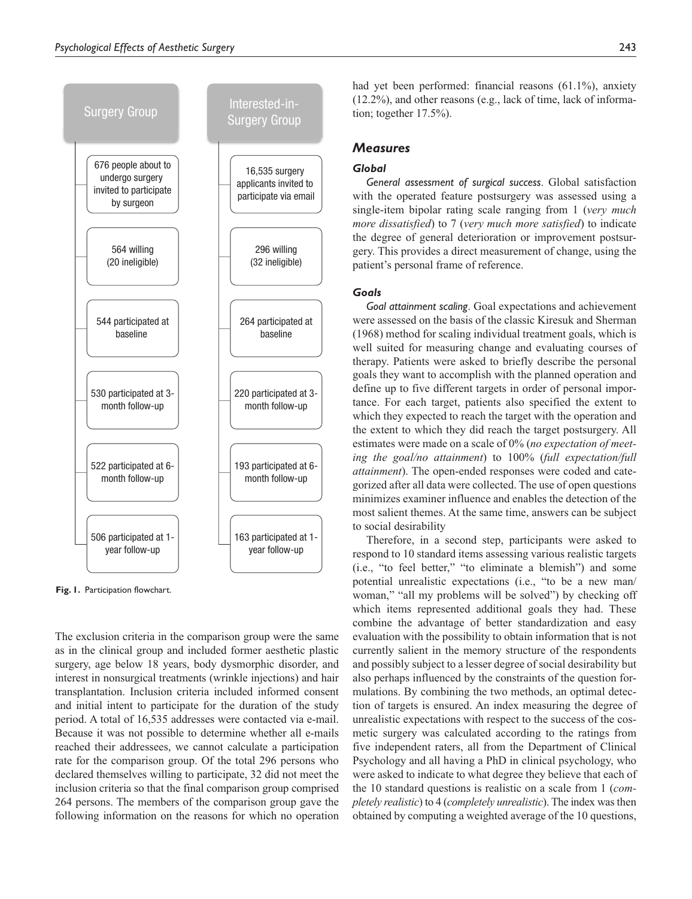| Surgery Group | Interested-in-Surgery Group |
| --- | --- |
| 676 people about to undergo surgery invited to participate by surgeon | 16,535 surgery applicants invited to participate via email |
| 564 willing (20 ineligible) | 296 willing (32 ineligible) |
| 544 participated at baseline | 264 participated at baseline |
| 530 participated at 3-month follow-up | 220 participated at 3-month follow-up |
| 522 participated at 6-month follow-up | 193 participated at 6-month follow-up |
| 506 participated at 1-year follow-up | 163 participated at 1-year follow-up |

**Fig. 1.** Participation flowchart.

The exclusion criteria in the comparison group were the same as in the clinical group and included former aesthetic plastic surgery, age below 18 years, body dysmorphic disorder, and interest in nonsurgical treatments (wrinkle injections) and hair transplantation. Inclusion criteria included informed consent and initial intent to participate for the duration of the study period. A total of 16,535 addresses were contacted via e-mail. Because it was not possible to determine whether all e-mails reached their addressees, we cannot calculate a participation rate for the comparison group. Of the total 296 persons who declared themselves willing to participate, 32 did not meet the inclusion criteria so that the final comparison group comprised 264 persons. The members of the comparison group gave the following information on the reasons for which no operation had yet been performed: financial reasons (61.1%), anxiety (12.2%), and other reasons (e.g., lack of time, lack of information; together 17.5%).

## Measures

### Global

*General assessment of surgical success*. Global satisfaction with the operated feature postsurgery was assessed using a single-item bipolar rating scale ranging from 1 (*very much more dissatisfied*) to 7 (*very much more satisfied*) to indicate the degree of general deterioration or improvement postsurgery. This provides a direct measurement of change, using the patient's personal frame of reference.

### Goals

*Goal attainment scaling*. Goal expectations and achievement were assessed on the basis of the classic Kiresuk and Sherman (1968) method for scaling individual treatment goals, which is well suited for measuring change and evaluating courses of therapy. Patients were asked to briefly describe the personal goals they want to accomplish with the planned operation and define up to five different targets in order of personal importance. For each target, patients also specified the extent to which they expected to reach the target with the operation and the extent to which they did reach the target postsurgery. All estimates were made on a scale of 0% (*no expectation of meeting the goal/no attainment*) to 100% (*full expectation/full attainment*). The open-ended responses were coded and categorized after all data were collected. The use of open questions minimizes examiner influence and enables the detection of the most salient themes. At the same time, answers can be subject to social desirability

Therefore, in a second step, participants were asked to respond to 10 standard items assessing various realistic targets (i.e., "to feel better," "to eliminate a blemish") and some potential unrealistic expectations (i.e., "to be a new man/woman," "all my problems will be solved") by checking off which items represented additional goals they had. These combine the advantage of better standardization and easy evaluation with the possibility to obtain information that is not currently salient in the memory structure of the respondents and possibly subject to a lesser degree of social desirability but also perhaps influenced by the constraints of the question formulations. By combining the two methods, an optimal detection of targets is ensured. An index measuring the degree of unrealistic expectations with respect to the success of the cosmetic surgery was calculated according to the ratings from five independent raters, all from the Department of Clinical Psychology and all having a PhD in clinical psychology, who were asked to indicate to what degree they believe that each of the 10 standard questions is realistic on a scale from 1 (*completely realistic*) to 4 (*completely unrealistic*). The index was then obtained by computing a weighted average of the 10 questions,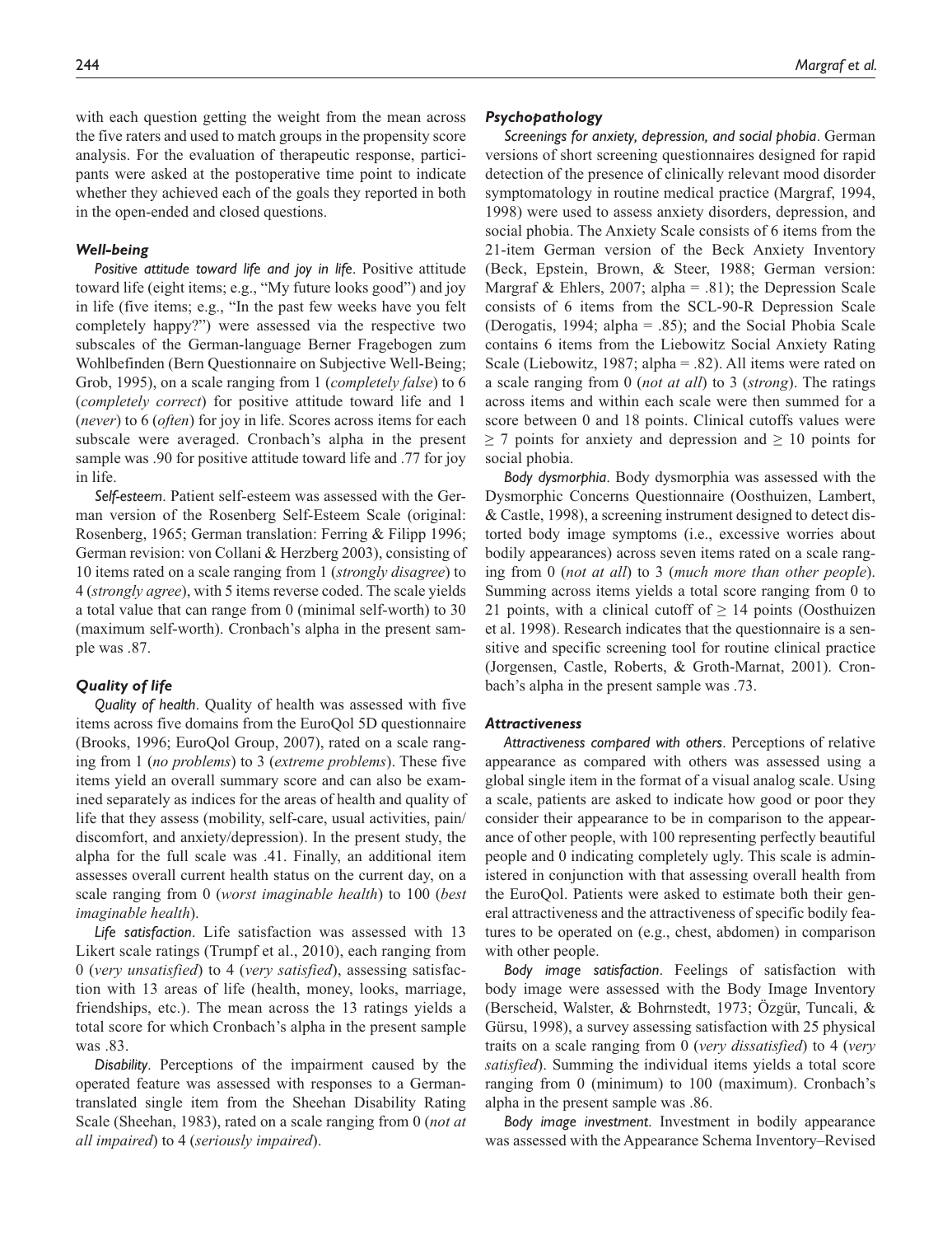with each question getting the weight from the mean across the five raters and used to match groups in the propensity score analysis. For the evaluation of therapeutic response, participants were asked at the postoperative time point to indicate whether they achieved each of the goals they reported in both in the open-ended and closed questions.

### *Well-being*

*Positive attitude toward life and joy in life*. Positive attitude toward life (eight items; e.g., "My future looks good") and joy in life (five items; e.g., "In the past few weeks have you felt completely happy?") were assessed via the respective two subscales of the German-language Berner Fragebogen zum Wohlbefinden (Bern Questionnaire on Subjective Well-Being; Grob, 1995), on a scale ranging from 1 (*completely false*) to 6 (*completely correct*) for positive attitude toward life and 1 (*never*) to 6 (*often*) for joy in life. Scores across items for each subscale were averaged. Cronbach's alpha in the present sample was .90 for positive attitude toward life and .77 for joy in life.

*Self-esteem*. Patient self-esteem was assessed with the German version of the Rosenberg Self-Esteem Scale (original: Rosenberg, 1965; German translation: Ferring & Filipp 1996; German revision: von Collani & Herzberg 2003), consisting of 10 items rated on a scale ranging from 1 (*strongly disagree*) to 4 (*strongly agree*), with 5 items reverse coded. The scale yields a total value that can range from 0 (minimal self-worth) to 30 (maximum self-worth). Cronbach's alpha in the present sample was .87.

### *Quality of life*

*Quality of health*. Quality of health was assessed with five items across five domains from the EuroQol 5D questionnaire (Brooks, 1996; EuroQol Group, 2007), rated on a scale ranging from 1 (*no problems*) to 3 (*extreme problems*). These five items yield an overall summary score and can also be examined separately as indices for the areas of health and quality of life that they assess (mobility, self-care, usual activities, pain/discomfort, and anxiety/depression). In the present study, the alpha for the full scale was .41. Finally, an additional item assesses overall current health status on the current day, on a scale ranging from 0 (*worst imaginable health*) to 100 (*best imaginable health*).

*Life satisfaction*. Life satisfaction was assessed with 13 Likert scale ratings (Trumpf et al., 2010), each ranging from 0 (*very unsatisfied*) to 4 (*very satisfied*), assessing satisfaction with 13 areas of life (health, money, looks, marriage, friendships, etc.). The mean across the 13 ratings yields a total score for which Cronbach's alpha in the present sample was .83.

*Disability*. Perceptions of the impairment caused by the operated feature was assessed with responses to a German-translated single item from the Sheehan Disability Rating Scale (Sheehan, 1983), rated on a scale ranging from 0 (*not at all impaired*) to 4 (*seriously impaired*).

### *Psychopathology*

*Screenings for anxiety, depression, and social phobia*. German versions of short screening questionnaires designed for rapid detection of the presence of clinically relevant mood disorder symptomatology in routine medical practice (Margraf, 1994, 1998) were used to assess anxiety disorders, depression, and social phobia. The Anxiety Scale consists of 6 items from the 21-item German version of the Beck Anxiety Inventory (Beck, Epstein, Brown, & Steer, 1988; German version: Margraf & Ehlers, 2007; alpha = .81); the Depression Scale consists of 6 items from the SCL-90-R Depression Scale (Derogatis, 1994; alpha = .85); and the Social Phobia Scale contains 6 items from the Liebowitz Social Anxiety Rating Scale (Liebowitz, 1987; alpha = .82). All items were rated on a scale ranging from 0 (*not at all*) to 3 (*strong*). The ratings across items and within each scale were then summed for a score between 0 and 18 points. Clinical cutoffs values were $\geq 7$ points for anxiety and depression and $\geq 10$ points for social phobia.

*Body dysmorphia*. Body dysmorphia was assessed with the Dysmorphic Concerns Questionnaire (Oosthuizen, Lambert, & Castle, 1998), a screening instrument designed to detect distorted body image symptoms (i.e., excessive worries about bodily appearances) across seven items rated on a scale ranging from 0 (*not at all*) to 3 (*much more than other people*). Summing across items yields a total score ranging from 0 to 21 points, with a clinical cutoff of $\geq 14$ points (Oosthuizen et al. 1998). Research indicates that the questionnaire is a sensitive and specific screening tool for routine clinical practice (Jorgensen, Castle, Roberts, & Groth-Marnat, 2001). Cronbach's alpha in the present sample was .73.

### *Attractiveness*

*Attractiveness compared with others*. Perceptions of relative appearance as compared with others was assessed using a global single item in the format of a visual analog scale. Using a scale, patients are asked to indicate how good or poor they consider their appearance to be in comparison to the appearance of other people, with 100 representing perfectly beautiful people and 0 indicating completely ugly. This scale is administered in conjunction with that assessing overall health from the EuroQol. Patients were asked to estimate both their general attractiveness and the attractiveness of specific bodily features to be operated on (e.g., chest, abdomen) in comparison with other people.

*Body image satisfaction*. Feelings of satisfaction with body image were assessed with the Body Image Inventory (Berscheid, Walster, & Bohrnstedt, 1973; Özgür, Tuncali, & Gürsu, 1998), a survey assessing satisfaction with 25 physical traits on a scale ranging from 0 (*very dissatisfied*) to 4 (*very satisfied*). Summing the individual items yields a total score ranging from 0 (minimum) to 100 (maximum). Cronbach's alpha in the present sample was .86.

*Body image investment*. Investment in bodily appearance was assessed with the Appearance Schema Inventory–Revised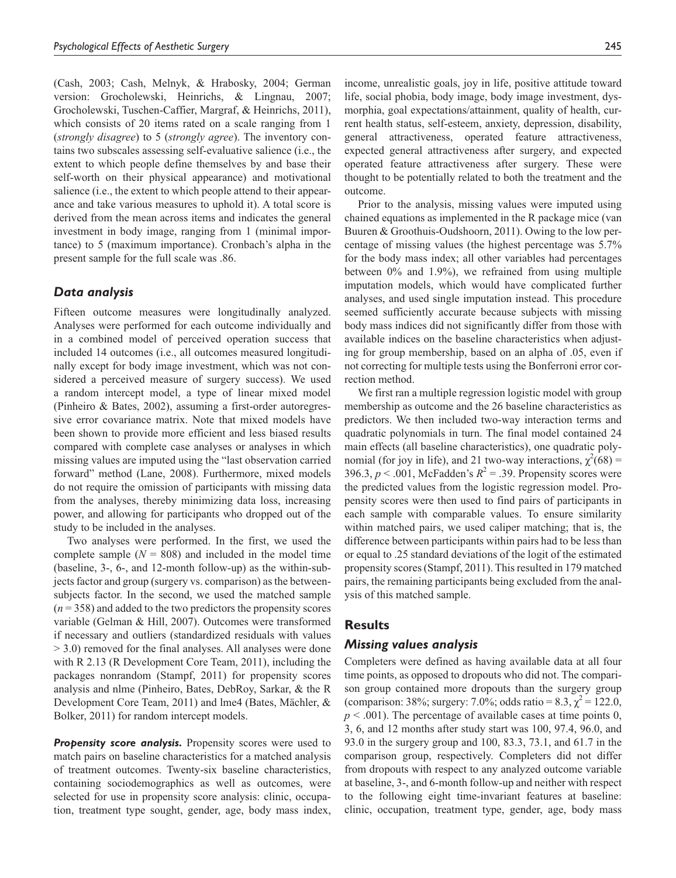(Cash, 2003; Cash, Melnyk, & Hrabosky, 2004; German version: Grocholewski, Heinrichs, & Lingnau, 2007; Grocholewski, Tuschen-Caffier, Margraf, & Heinrichs, 2011), which consists of 20 items rated on a scale ranging from 1 (*strongly disagree*) to 5 (*strongly agree*). The inventory contains two subscales assessing self-evaluative salience (i.e., the extent to which people define themselves by and base their self-worth on their physical appearance) and motivational salience (i.e., the extent to which people attend to their appearance and take various measures to uphold it). A total score is derived from the mean across items and indicates the general investment in body image, ranging from 1 (minimal importance) to 5 (maximum importance). Cronbach's alpha in the present sample for the full scale was .86.

## *Data analysis*

Fifteen outcome measures were longitudinally analyzed. Analyses were performed for each outcome individually and in a combined model of perceived operation success that included 14 outcomes (i.e., all outcomes measured longitudinally except for body image investment, which was not considered a perceived measure of surgery success). We used a random intercept model, a type of linear mixed model (Pinheiro & Bates, 2002), assuming a first-order autoregressive error covariance matrix. Note that mixed models have been shown to provide more efficient and less biased results compared with complete case analyses or analyses in which missing values are imputed using the "last observation carried forward" method (Lane, 2008). Furthermore, mixed models do not require the omission of participants with missing data from the analyses, thereby minimizing data loss, increasing power, and allowing for participants who dropped out of the study to be included in the analyses.

Two analyses were performed. In the first, we used the complete sample ($N = 808$) and included in the model time (baseline, 3-, 6-, and 12-month follow-up) as the within-subjects factor and group (surgery vs. comparison) as the between-subjects factor. In the second, we used the matched sample ($n = 358$) and added to the two predictors the propensity scores variable (Gelman & Hill, 2007). Outcomes were transformed if necessary and outliers (standardized residuals with values > 3.0) removed for the final analyses. All analyses were done with R 2.13 (R Development Core Team, 2011), including the packages nonrandom (Stampf, 2011) for propensity scores analysis and nlme (Pinheiro, Bates, DebRoy, Sarkar, & the R Development Core Team, 2011) and lme4 (Bates, Mächler, & Bolker, 2011) for random intercept models.

***Propensity score analysis.*** Propensity scores were used to match pairs on baseline characteristics for a matched analysis of treatment outcomes. Twenty-six baseline characteristics, containing sociodemographics as well as outcomes, were selected for use in propensity score analysis: clinic, occupation, treatment type sought, gender, age, body mass index, income, unrealistic goals, joy in life, positive attitude toward life, social phobia, body image, body image investment, dysmorphia, goal expectations/attainment, quality of health, current health status, self-esteem, anxiety, depression, disability, general attractiveness, operated feature attractiveness, expected general attractiveness after surgery, and expected operated feature attractiveness after surgery. These were thought to be potentially related to both the treatment and the outcome.

Prior to the analysis, missing values were imputed using chained equations as implemented in the R package mice (van Buuren & Groothuis-Oudshoorn, 2011). Owing to the low percentage of missing values (the highest percentage was 5.7% for the body mass index; all other variables had percentages between 0% and 1.9%), we refrained from using multiple imputation models, which would have complicated further analyses, and used single imputation instead. This procedure seemed sufficiently accurate because subjects with missing body mass indices did not significantly differ from those with available indices on the baseline characteristics when adjusting for group membership, based on an alpha of .05, even if not correcting for multiple tests using the Bonferroni error correction method.

We first ran a multiple regression logistic model with group membership as outcome and the 26 baseline characteristics as predictors. We then included two-way interaction terms and quadratic polynomials in turn. The final model contained 24 main effects (all baseline characteristics), one quadratic polynomial (for joy in life), and 21 two-way interactions, $\chi^2(68) = 396.3$, $p < .001$, McFadden's $R^2 = .39$. Propensity scores were the predicted values from the logistic regression model. Propensity scores were then used to find pairs of participants in each sample with comparable values. To ensure similarity within matched pairs, we used caliper matching; that is, the difference between participants within pairs had to be less than or equal to .25 standard deviations of the logit of the estimated propensity scores (Stampf, 2011). This resulted in 179 matched pairs, the remaining participants being excluded from the analysis of this matched sample.

## Results

## *Missing values analysis*

Completers were defined as having available data at all four time points, as opposed to dropouts who did not. The comparison group contained more dropouts than the surgery group (comparison: 38%; surgery: 7.0%; odds ratio = 8.3, $\chi^2 = 122.0$, $p < .001$). The percentage of available cases at time points 0, 3, 6, and 12 months after study start was 100, 97.4, 96.0, and 93.0 in the surgery group and 100, 83.3, 73.1, and 61.7 in the comparison group, respectively. Completers did not differ from dropouts with respect to any analyzed outcome variable at baseline, 3-, and 6-month follow-up and neither with respect to the following eight time-invariant features at baseline: clinic, occupation, treatment type, gender, age, body mass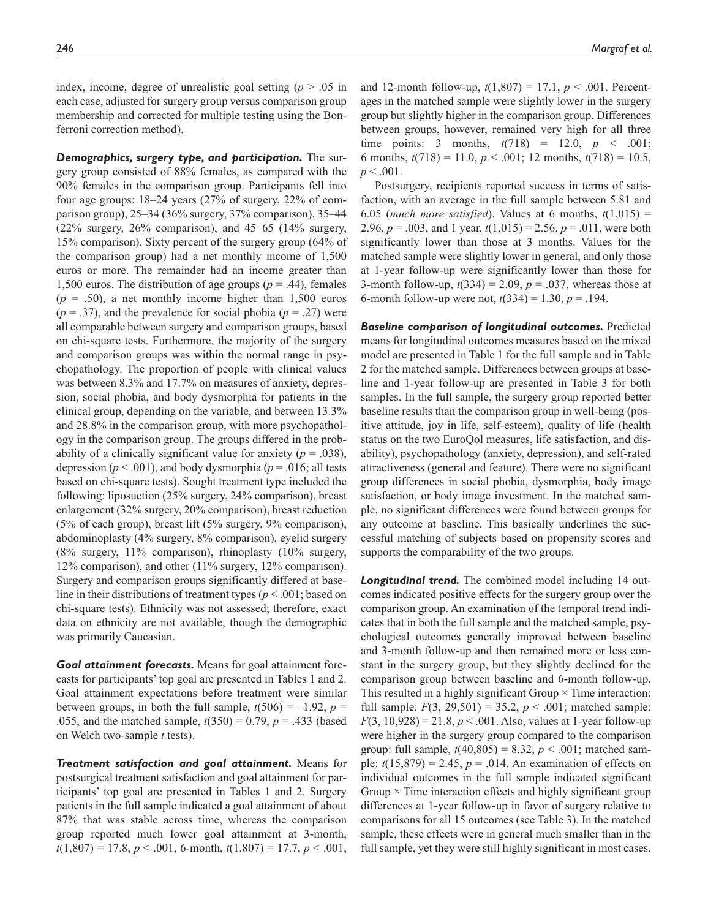index, income, degree of unrealistic goal setting ($p > .05$ in each case, adjusted for surgery group versus comparison group membership and corrected for multiple testing using the Bonferroni correction method).

***Demographics, surgery type, and participation.*** The surgery group consisted of 88% females, as compared with the 90% females in the comparison group. Participants fell into four age groups: 18–24 years (27% of surgery, 22% of comparison group), 25–34 (36% surgery, 37% comparison), 35–44 (22% surgery, 26% comparison), and 45–65 (14% surgery, 15% comparison). Sixty percent of the surgery group (64% of the comparison group) had a net monthly income of 1,500 euros or more. The remainder had an income greater than 1,500 euros. The distribution of age groups ($p = .44$), females ($p = .50$), a net monthly income higher than 1,500 euros ($p = .37$), and the prevalence for social phobia ($p = .27$) were all comparable between surgery and comparison groups, based on chi-square tests. Furthermore, the majority of the surgery and comparison groups was within the normal range in psychopathology. The proportion of people with clinical values was between 8.3% and 17.7% on measures of anxiety, depression, social phobia, and body dysmorphia for patients in the clinical group, depending on the variable, and between 13.3% and 28.8% in the comparison group, with more psychopathology in the comparison group. The groups differed in the probability of a clinically significant value for anxiety ($p = .038$), depression ($p < .001$), and body dysmorphia ($p = .016$; all tests based on chi-square tests). Sought treatment type included the following: liposuction (25% surgery, 24% comparison), breast enlargement (32% surgery, 20% comparison), breast reduction (5% of each group), breast lift (5% surgery, 9% comparison), abdominoplasty (4% surgery, 8% comparison), eyelid surgery (8% surgery, 11% comparison), rhinoplasty (10% surgery, 12% comparison), and other (11% surgery, 12% comparison). Surgery and comparison groups significantly differed at baseline in their distributions of treatment types ($p < .001$; based on chi-square tests). Ethnicity was not assessed; therefore, exact data on ethnicity are not available, though the demographic was primarily Caucasian.

***Goal attainment forecasts.*** Means for goal attainment forecasts for participants' top goal are presented in Tables 1 and 2. Goal attainment expectations before treatment were similar between groups, in both the full sample, $t(506) = -1.92$, $p = .055$, and the matched sample, $t(350) = 0.79$, $p = .433$ (based on Welch two-sample $t$ tests).

***Treatment satisfaction and goal attainment.*** Means for postsurgical treatment satisfaction and goal attainment for participants' top goal are presented in Tables 1 and 2. Surgery patients in the full sample indicated a goal attainment of about 87% that was stable across time, whereas the comparison group reported much lower goal attainment at 3-month, $t(1{,}807) = 17.8$, $p < .001$, 6-month, $t(1{,}807) = 17.7$, $p < .001$, and 12-month follow-up, $t(1{,}807) = 17.1$, $p < .001$. Percentages in the matched sample were slightly lower in the surgery group but slightly higher in the comparison group. Differences between groups, however, remained very high for all three time points: 3 months, $t(718) = 12.0$, $p < .001$; 6 months, $t(718) = 11.0$, $p < .001$; 12 months, $t(718) = 10.5$, $p < .001$.

Postsurgery, recipients reported success in terms of satisfaction, with an average in the full sample between 5.81 and 6.05 (*much more satisfied*). Values at 6 months, $t(1{,}015) = 2.96$, $p = .003$, and 1 year, $t(1{,}015) = 2.56$, $p = .011$, were both significantly lower than those at 3 months. Values for the matched sample were slightly lower in general, and only those at 1-year follow-up were significantly lower than those for 3-month follow-up, $t(334) = 2.09$, $p = .037$, whereas those at 6-month follow-up were not, $t(334) = 1.30$, $p = .194$.

***Baseline comparison of longitudinal outcomes.*** Predicted means for longitudinal outcomes measures based on the mixed model are presented in Table 1 for the full sample and in Table 2 for the matched sample. Differences between groups at baseline and 1-year follow-up are presented in Table 3 for both samples. In the full sample, the surgery group reported better baseline results than the comparison group in well-being (positive attitude, joy in life, self-esteem), quality of life (health status on the two EuroQol measures, life satisfaction, and disability), psychopathology (anxiety, depression), and self-rated attractiveness (general and feature). There were no significant group differences in social phobia, dysmorphia, body image satisfaction, or body image investment. In the matched sample, no significant differences were found between groups for any outcome at baseline. This basically underlines the successful matching of subjects based on propensity scores and supports the comparability of the two groups.

***Longitudinal trend.*** The combined model including 14 outcomes indicated positive effects for the surgery group over the comparison group. An examination of the temporal trend indicates that in both the full sample and the matched sample, psychological outcomes generally improved between baseline and 3-month follow-up and then remained more or less constant in the surgery group, but they slightly declined for the comparison group between baseline and 6-month follow-up. This resulted in a highly significant Group × Time interaction: full sample: $F(3, 29{,}501) = 35.2$, $p < .001$; matched sample: $F(3, 10{,}928) = 21.8$, $p < .001$. Also, values at 1-year follow-up were higher in the surgery group compared to the comparison group: full sample, $t(40{,}805) = 8.32$, $p < .001$; matched sample: $t(15{,}879) = 2.45$, $p = .014$. An examination of effects on individual outcomes in the full sample indicated significant Group × Time interaction effects and highly significant group differences at 1-year follow-up in favor of surgery relative to comparisons for all 15 outcomes (see Table 3). In the matched sample, these effects were in general much smaller than in the full sample, yet they were still highly significant in most cases.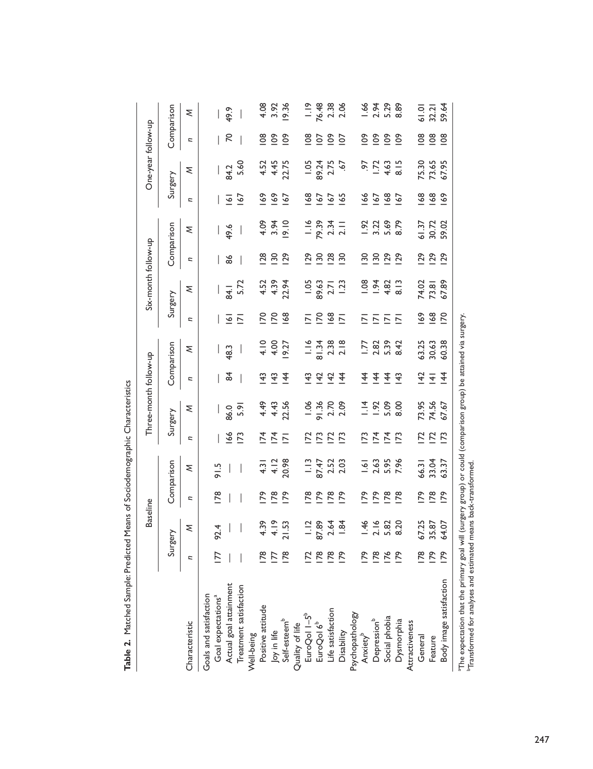**Table 2.** Matched Sample: Predicted Means of Sociodemographic Characteristics

| Characteristic | Baseline | | | | Three-month follow-up | | | | Six-month follow-up | | | | One-year follow-up | | | |
|---|---|---|---|---|---|---|---|---|---|---|---|---|---|---|---|---|
| | Surgery | | Comparison | | Surgery | | Comparison | | Surgery | | Comparison | | Surgery | | Comparison | |
| | *n* | *M* | *n* | *M* | *n* | *M* | *n* | *M* | *n* | *M* | *n* | *M* | *n* | *M* | *n* | *M* |
| Goals and satisfaction | | | | | | | | | | | | | | | | |
| Goal expectations[a] | 177 | 92.4 | 178 | 91.5 | — | — | — | — | — | — | — | — | — | — | — | — |
| Actual goal attainment | — | — | — | — | 166 | 86.0 | 84 | 48.3 | 161 | 84.1 | 86 | 49.6 | 161 | 84.2 | 70 | 49.9 |
| Treatment satisfaction | — | — | — | — | 173 | 5.91 | — | — | 171 | 5.72 | — | — | 167 | 5.60 | — | — |
| Well-being | | | | | | | | | | | | | | | | |
| Positive attitude | 178 | 4.39 | 179 | 4.31 | 174 | 4.49 | 143 | 4.10 | 170 | 4.52 | 128 | 4.09 | 169 | 4.52 | 108 | 4.08 |
| Joy in life | 177 | 4.19 | 178 | 4.12 | 174 | 4.43 | 143 | 4.00 | 170 | 4.39 | 130 | 3.94 | 169 | 4.45 | 109 | 3.92 |
| Self-esteem[b] | 178 | 21.53 | 179 | 20.98 | 171 | 22.56 | 144 | 19.27 | 168 | 22.94 | 129 | 19.10 | 167 | 22.75 | 109 | 19.36 |
| Quality of life | | | | | | | | | | | | | | | | |
| EuroQol 1–5[b] | 172 | 1.12 | 178 | 1.13 | 172 | 1.06 | 143 | 1.16 | 171 | 1.05 | 129 | 1.16 | 168 | 1.05 | 108 | 1.19 |
| EuroQol 6[b] | 178 | 87.89 | 179 | 87.47 | 173 | 91.36 | 142 | 81.34 | 170 | 89.63 | 130 | 79.39 | 167 | 89.24 | 107 | 76.48 |
| Life satisfaction | 178 | 2.64 | 178 | 2.52 | 172 | 2.70 | 142 | 2.38 | 168 | 2.71 | 128 | 2.34 | 167 | 2.75 | 109 | 2.38 |
| Disability | 179 | 1.84 | 179 | 2.03 | 173 | 2.09 | 144 | 2.18 | 171 | 1.23 | 130 | 2.11 | 165 | .67 | 107 | 2.06 |
| Psychopathology | | | | | | | | | | | | | | | | |
| Anxiety[b] | 179 | 1.46 | 179 | 1.61 | 173 | 1.14 | 144 | 1.77 | 171 | 1.08 | 130 | 1.92 | 166 | .97 | 109 | 1.66 |
| Depression[b] | 178 | 2.16 | 179 | 2.63 | 174 | 1.92 | 144 | 2.82 | 171 | 1.94 | 130 | 3.22 | 167 | 1.72 | 109 | 2.94 |
| Social phobia | 176 | 5.82 | 178 | 5.95 | 174 | 5.09 | 144 | 5.39 | 171 | 4.82 | 129 | 5.69 | 168 | 4.63 | 109 | 5.29 |
| Dysmorphia | 179 | 8.20 | 178 | 7.96 | 173 | 8.00 | 143 | 8.42 | 171 | 8.13 | 129 | 8.79 | 167 | 8.15 | 109 | 8.89 |
| Attractiveness | | | | | | | | | | | | | | | | |
| General | 178 | 67.25 | 179 | 66.31 | 172 | 73.95 | 142 | 63.25 | 169 | 74.02 | 129 | 61.37 | 168 | 75.30 | 108 | 61.01 |
| Feature | 179 | 35.87 | 178 | 33.04 | 172 | 74.56 | 141 | 30.63 | 168 | 73.81 | 129 | 30.72 | 168 | 73.65 | 108 | 32.21 |
| Body image satisfaction | 179 | 64.07 | 179 | 63.37 | 173 | 67.67 | 144 | 60.38 | 170 | 67.89 | 129 | 59.02 | 169 | 67.95 | 108 | 59.64 |

[a]The expectation that the primary goal will (surgery group) or could (comparison group) be attained via surgery.
[b]Transformed for analyses and estimated means back-transformed.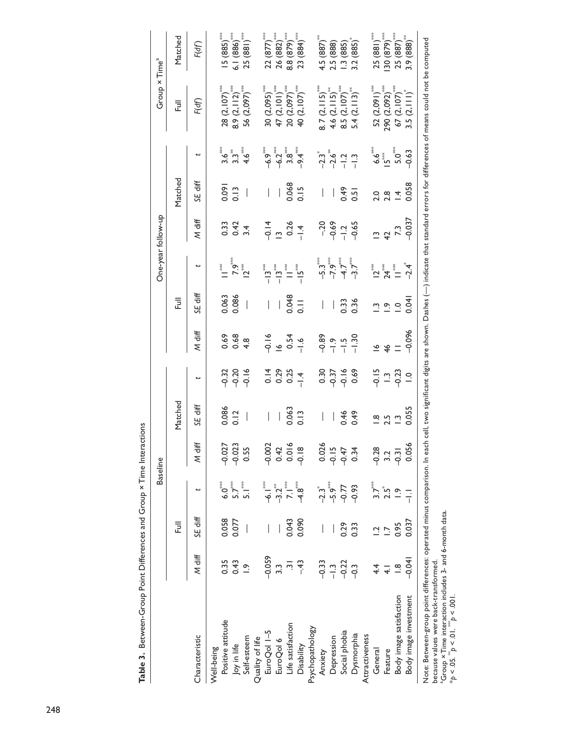**Table 3.** Between-Group Point Differences and Group × Time Interactions

| Characteristic | Baseline | | | | | | One-year follow-up | | | | | | Group × Time[a] | |
|---|---|---|---|---|---|---|---|---|---|---|---|---|---|---|
| | Full | | | Matched | | | Full | | | Matched | | | Full | Matched |
| | *M* diff | *SE* diff | *t* | *M* diff | *SE* diff | *t* | *M* diff | *SE* diff | *t* | *M* diff | *SE* diff | *t* | *F*(*df*) | *F*(*df*) |
| Well-being | | | | | | | | | | | | | | |
| Positive attitude | 0.35 | 0.058 | 6.0*** | −0.027 | 0.086 | −0.32 | 0.69 | 0.063 | 11*** | 0.33 | 0.091 | 3.6*** | 28 (2,107)*** | 15 (885)*** |
| Joy in life | 0.43 | 0.077 | 5.7*** | −0.023 | 0.12 | −0.20 | 0.68 | 0.086 | 7.9*** | 0.42 | 0.13 | 3.3** | 8.9 (2,112)*** | 6.1 (886)*** |
| Self-esteem | 1.9 | — | 5.1*** | 0.55 | — | −0.16 | 4.8 | — | 12*** | 3.4 | — | 4.6*** | 56 (2,097)*** | 25 (881)*** |
| Quality of life | | | | | | | | | | | | | | |
| EuroQol 1–5 | −0.059 | — | −6.1*** | −0.002 | — | 0.14 | −0.16 | — | −13*** | −0.14 | — | −6.9*** | 30 (2,095)*** | 22 (877)*** |
| EuroQol 6 | 3.3 | — | −3.2** | 0.42 | — | 0.29 | 16 | — | −13*** | 13 | — | −6.2*** | 47 (2,101)*** | 26 (882)*** |
| Life satisfaction | .31 | 0.043 | 7.1*** | 0.016 | 0.063 | 0.25 | 0.54 | 0.048 | 11*** | 0.26 | 0.068 | 3.8*** | 20 (2,097)*** | 8.8 (879)*** |
| Disability | −.43 | 0.090 | −4.8*** | −0.18 | 0.13 | −1.4 | −1.6 | 0.11 | −15*** | −1.4 | 0.15 | −9.4*** | 40 (2,107)*** | 23 (884)*** |
| Psychopathology | | | | | | | | | | | | | | |
| Anxiety | −0.33 | — | −2.3* | 0.026 | — | 0.30 | −0.89 | — | −5.3*** | −.20 | — | −2.3* | 8.7 (2,115)*** | 4.5 (887)** |
| Depression | −1.3 | — | −5.9*** | −0.15 | — | −0.37 | −1.9 | — | −7.9*** | −0.69 | — | −2.6** | 4.6 (2,115)** | 2.5 (888) |
| Social phobia | −0.22 | 0.29 | −0.77 | −0.47 | 0.46 | −0.16 | −1.5 | 0.33 | −4.7*** | −1.2 | 0.49 | −1.2 | 8.5 (2,107)*** | 1.3 (885) |
| Dysmorphia | −0.3 | 0.33 | −0.93 | 0.34 | 0.49 | 0.69 | −1.30 | 0.36 | −3.7*** | −0.65 | 0.51 | −1.3 | 5.4 (2,113)** | 3.2 (885)* |
| Attractiveness | | | | | | | | | | | | | | |
| General | 4.4 | 1.2 | 3.7*** | −0.28 | 1.8 | −0.15 | 16 | 1.3 | 12*** | 13 | 2.0 | 6.6*** | 52 (2,091)*** | 25 (881)*** |
| Feature | 4.1 | 1.7 | 2.5* | 3.2 | 2.5 | 1.3 | 46 | 1.9 | 24*** | 42 | 2.8 | 15*** | 290 (2,092)*** | 130 (879)*** |
| Body image satisfaction | 1.8 | 0.95 | 1.9 | −0.31 | 1.3 | −0.23 | 11 | 1.0 | 11*** | 7.3 | 1.4 | 5.0*** | 67 (2,107)*** | 25 (887)*** |
| Body image investment | −0.041 | 0.037 | −1.1 | 0.056 | 0.055 | 1.0 | −0.096 | 0.041 | −2.4* | −0.037 | 0.058 | −0.63 | 3.5 (2,111)* | 3.9 (888)** |

Note: Between-group point differences: operated minus comparison. In each cell, two significant digits are shown. Dashes (—) indicate that standard errors for differences of means could not be computed because values were back-transformed.

[a]Group × Time interaction includes 3- and 6-month data.

*$p < .05$. **$p < .01$. ***$p < .001$.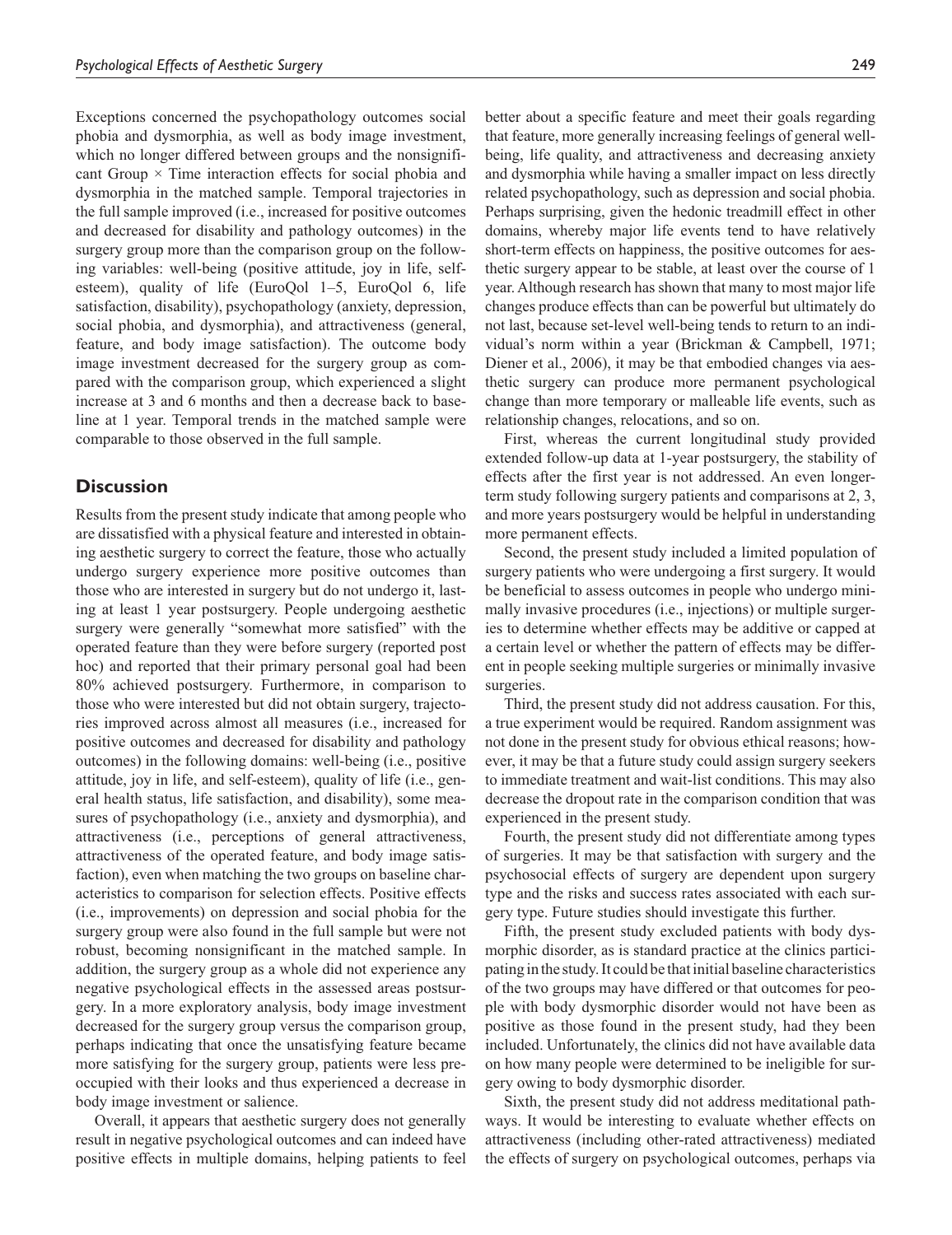Exceptions concerned the psychopathology outcomes social phobia and dysmorphia, as well as body image investment, which no longer differed between groups and the nonsignificant Group × Time interaction effects for social phobia and dysmorphia in the matched sample. Temporal trajectories in the full sample improved (i.e., increased for positive outcomes and decreased for disability and pathology outcomes) in the surgery group more than the comparison group on the following variables: well-being (positive attitude, joy in life, self-esteem), quality of life (EuroQol 1–5, EuroQol 6, life satisfaction, disability), psychopathology (anxiety, depression, social phobia, and dysmorphia), and attractiveness (general, feature, and body image satisfaction). The outcome body image investment decreased for the surgery group as compared with the comparison group, which experienced a slight increase at 3 and 6 months and then a decrease back to baseline at 1 year. Temporal trends in the matched sample were comparable to those observed in the full sample.

## Discussion

Results from the present study indicate that among people who are dissatisfied with a physical feature and interested in obtaining aesthetic surgery to correct the feature, those who actually undergo surgery experience more positive outcomes than those who are interested in surgery but do not undergo it, lasting at least 1 year postsurgery. People undergoing aesthetic surgery were generally "somewhat more satisfied" with the operated feature than they were before surgery (reported post hoc) and reported that their primary personal goal had been 80% achieved postsurgery. Furthermore, in comparison to those who were interested but did not obtain surgery, trajectories improved across almost all measures (i.e., increased for positive outcomes and decreased for disability and pathology outcomes) in the following domains: well-being (i.e., positive attitude, joy in life, and self-esteem), quality of life (i.e., general health status, life satisfaction, and disability), some measures of psychopathology (i.e., anxiety and dysmorphia), and attractiveness (i.e., perceptions of general attractiveness, attractiveness of the operated feature, and body image satisfaction), even when matching the two groups on baseline characteristics to comparison for selection effects. Positive effects (i.e., improvements) on depression and social phobia for the surgery group were also found in the full sample but were not robust, becoming nonsignificant in the matched sample. In addition, the surgery group as a whole did not experience any negative psychological effects in the assessed areas postsurgery. In a more exploratory analysis, body image investment decreased for the surgery group versus the comparison group, perhaps indicating that once the unsatisfying feature became more satisfying for the surgery group, patients were less preoccupied with their looks and thus experienced a decrease in body image investment or salience.

Overall, it appears that aesthetic surgery does not generally result in negative psychological outcomes and can indeed have positive effects in multiple domains, helping patients to feel better about a specific feature and meet their goals regarding that feature, more generally increasing feelings of general well-being, life quality, and attractiveness and decreasing anxiety and dysmorphia while having a smaller impact on less directly related psychopathology, such as depression and social phobia. Perhaps surprising, given the hedonic treadmill effect in other domains, whereby major life events tend to have relatively short-term effects on happiness, the positive outcomes for aesthetic surgery appear to be stable, at least over the course of 1 year. Although research has shown that many to most major life changes produce effects than can be powerful but ultimately do not last, because set-level well-being tends to return to an individual's norm within a year (Brickman & Campbell, 1971; Diener et al., 2006), it may be that embodied changes via aesthetic surgery can produce more permanent psychological change than more temporary or malleable life events, such as relationship changes, relocations, and so on.

First, whereas the current longitudinal study provided extended follow-up data at 1-year postsurgery, the stability of effects after the first year is not addressed. An even longer-term study following surgery patients and comparisons at 2, 3, and more years postsurgery would be helpful in understanding more permanent effects.

Second, the present study included a limited population of surgery patients who were undergoing a first surgery. It would be beneficial to assess outcomes in people who undergo minimally invasive procedures (i.e., injections) or multiple surgeries to determine whether effects may be additive or capped at a certain level or whether the pattern of effects may be different in people seeking multiple surgeries or minimally invasive surgeries.

Third, the present study did not address causation. For this, a true experiment would be required. Random assignment was not done in the present study for obvious ethical reasons; however, it may be that a future study could assign surgery seekers to immediate treatment and wait-list conditions. This may also decrease the dropout rate in the comparison condition that was experienced in the present study.

Fourth, the present study did not differentiate among types of surgeries. It may be that satisfaction with surgery and the psychosocial effects of surgery are dependent upon surgery type and the risks and success rates associated with each surgery type. Future studies should investigate this further.

Fifth, the present study excluded patients with body dysmorphic disorder, as is standard practice at the clinics participating in the study. It could be that initial baseline characteristics of the two groups may have differed or that outcomes for people with body dysmorphic disorder would not have been as positive as those found in the present study, had they been included. Unfortunately, the clinics did not have available data on how many people were determined to be ineligible for surgery owing to body dysmorphic disorder.

Sixth, the present study did not address meditational pathways. It would be interesting to evaluate whether effects on attractiveness (including other-rated attractiveness) mediated the effects of surgery on psychological outcomes, perhaps via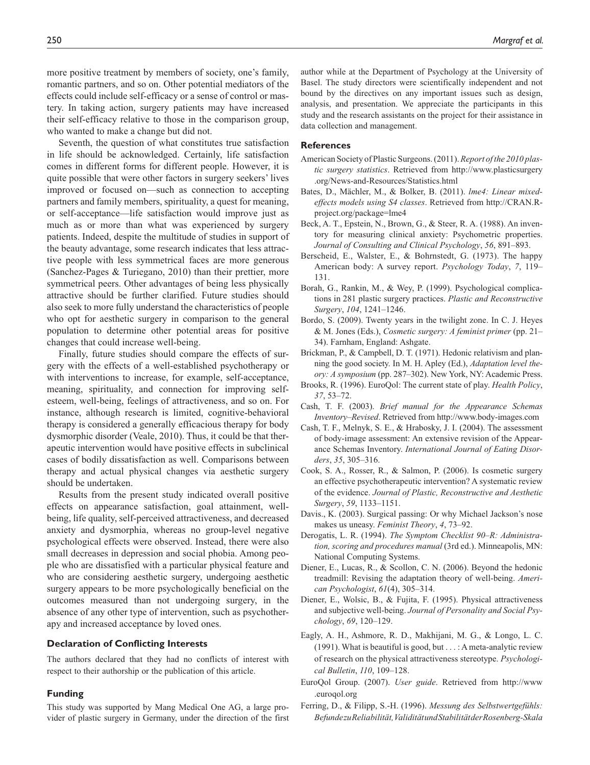more positive treatment by members of society, one's family, romantic partners, and so on. Other potential mediators of the effects could include self-efficacy or a sense of control or mastery. In taking action, surgery patients may have increased their self-efficacy relative to those in the comparison group, who wanted to make a change but did not.

Seventh, the question of what constitutes true satisfaction in life should be acknowledged. Certainly, life satisfaction comes in different forms for different people. However, it is quite possible that were other factors in surgery seekers' lives improved or focused on—such as connection to accepting partners and family members, spirituality, a quest for meaning, or self-acceptance—life satisfaction would improve just as much as or more than what was experienced by surgery patients. Indeed, despite the multitude of studies in support of the beauty advantage, some research indicates that less attractive people with less symmetrical faces are more generous (Sanchez-Pages & Turiegano, 2010) than their prettier, more symmetrical peers. Other advantages of being less physically attractive should be further clarified. Future studies should also seek to more fully understand the characteristics of people who opt for aesthetic surgery in comparison to the general population to determine other potential areas for positive changes that could increase well-being.

Finally, future studies should compare the effects of surgery with the effects of a well-established psychotherapy or with interventions to increase, for example, self-acceptance, meaning, spirituality, and connection for improving self-esteem, well-being, feelings of attractiveness, and so on. For instance, although research is limited, cognitive-behavioral therapy is considered a generally efficacious therapy for body dysmorphic disorder (Veale, 2010). Thus, it could be that therapeutic intervention would have positive effects in subclinical cases of bodily dissatisfaction as well. Comparisons between therapy and actual physical changes via aesthetic surgery should be undertaken.

Results from the present study indicated overall positive effects on appearance satisfaction, goal attainment, well-being, life quality, self-perceived attractiveness, and decreased anxiety and dysmorphia, whereas no group-level negative psychological effects were observed. Instead, there were also small decreases in depression and social phobia. Among people who are dissatisfied with a particular physical feature and who are considering aesthetic surgery, undergoing aesthetic surgery appears to be more psychologically beneficial on the outcomes measured than not undergoing surgery, in the absence of any other type of intervention, such as psychotherapy and increased acceptance by loved ones.

### Declaration of Conflicting Interests

The authors declared that they had no conflicts of interest with respect to their authorship or the publication of this article.

### Funding

This study was supported by Mang Medical One AG, a large provider of plastic surgery in Germany, under the direction of the first author while at the Department of Psychology at the University of Basel. The study directors were scientifically independent and not bound by the directives on any important issues such as design, analysis, and presentation. We appreciate the participants in this study and the research assistants on the project for their assistance in data collection and management.

### References

American Society of Plastic Surgeons. (2011). *Report of the 2010 plastic surgery statistics*. Retrieved from http://www.plasticsurgery.org/News-and-Resources/Statistics.html

Bates, D., Mächler, M., & Bolker, B. (2011). *lme4: Linear mixed-effects models using S4 classes*. Retrieved from http://CRAN.R-project.org/package=lme4

Beck, A. T., Epstein, N., Brown, G., & Steer, R. A. (1988). An inventory for measuring clinical anxiety: Psychometric properties. *Journal of Consulting and Clinical Psychology*, *56*, 891–893.

Berscheid, E., Walster, E., & Bohrnstedt, G. (1973). The happy American body: A survey report. *Psychology Today*, *7*, 119–131.

Borah, G., Rankin, M., & Wey, P. (1999). Psychological complications in 281 plastic surgery practices. *Plastic and Reconstructive Surgery*, *104*, 1241–1246.

Bordo, S. (2009). Twenty years in the twilight zone. In C. J. Heyes & M. Jones (Eds.), *Cosmetic surgery: A feminist primer* (pp. 21–34). Farnham, England: Ashgate.

Brickman, P., & Campbell, D. T. (1971). Hedonic relativism and planning the good society. In M. H. Apley (Ed.), *Adaptation level theory: A symposium* (pp. 287–302). New York, NY: Academic Press.

Brooks, R. (1996). EuroQol: The current state of play. *Health Policy*, *37*, 53–72.

Cash, T. F. (2003). *Brief manual for the Appearance Schemas Inventory–Revised*. Retrieved from http://www.body-images.com

Cash, T. F., Melnyk, S. E., & Hrabosky, J. I. (2004). The assessment of body-image assessment: An extensive revision of the Appearance Schemas Inventory. *International Journal of Eating Disorders*, *35*, 305–316.

Cook, S. A., Rosser, R., & Salmon, P. (2006). Is cosmetic surgery an effective psychotherapeutic intervention? A systematic review of the evidence. *Journal of Plastic, Reconstructive and Aesthetic Surgery*, *59*, 1133–1151.

Davis., K. (2003). Surgical passing: Or why Michael Jackson's nose makes us uneasy. *Feminist Theory*, *4*, 73–92.

Derogatis, L. R. (1994). *The Symptom Checklist 90–R: Administration, scoring and procedures manual* (3rd ed.). Minneapolis, MN: National Computing Systems.

Diener, E., Lucas, R., & Scollon, C. N. (2006). Beyond the hedonic treadmill: Revising the adaptation theory of well-being. *American Psychologist*, *61*(4), 305–314.

Diener, E., Wolsic, B., & Fujita, F. (1995). Physical attractiveness and subjective well-being. *Journal of Personality and Social Psychology*, *69*, 120–129.

Eagly, A. H., Ashmore, R. D., Makhijani, M. G., & Longo, L. C. (1991). What is beautiful is good, but . . . : A meta-analytic review of research on the physical attractiveness stereotype. *Psychological Bulletin*, *110*, 109–128.

EuroQol Group. (2007). *User guide*. Retrieved from http://www.euroqol.org

Ferring, D., & Filipp, S.-H. (1996). *Messung des Selbstwertgefühls: Befunde zu Reliabilität, Validität und Stabilität der Rosenberg-Skala*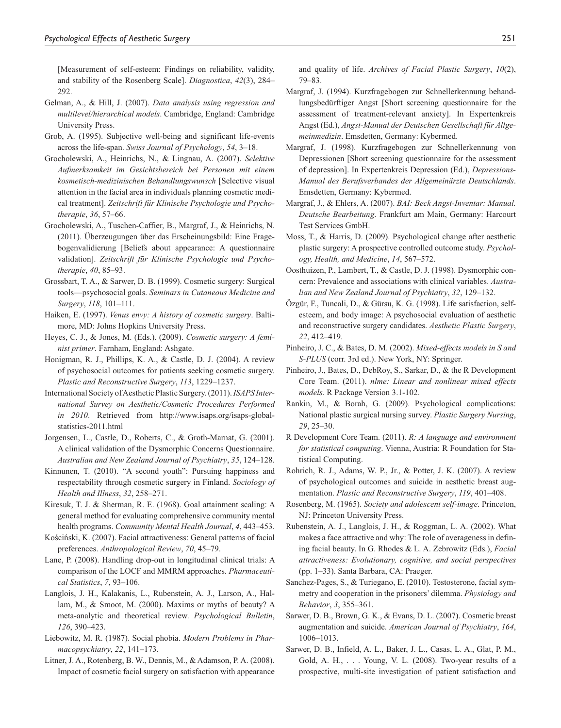[Measurement of self-esteem: Findings on reliability, validity, and stability of the Rosenberg Scale]. *Diagnostica*, *42*(3), 284–292.

Gelman, A., & Hill, J. (2007). *Data analysis using regression and multilevel/hierarchical models*. Cambridge, England: Cambridge University Press.

Grob, A. (1995). Subjective well-being and significant life-events across the life-span. *Swiss Journal of Psychology*, *54*, 3–18.

Grocholewski, A., Heinrichs, N., & Lingnau, A. (2007). *Selektive Aufmerksamkeit im Gesichtsbereich bei Personen mit einem kosmetisch-medizinischen Behandlungswunsch* [Selective visual attention in the facial area in individuals planning cosmetic medical treatment]. *Zeitschrift für Klinische Psychologie und Psychotherapie*, *36*, 57–66.

Grocholewski, A., Tuschen-Caffier, B., Margraf, J., & Heinrichs, N. (2011). Überzeugungen über das Erscheinungsbild: Eine Fragebogenvalidierung [Beliefs about appearance: A questionnaire validation]. *Zeitschrift für Klinische Psychologie und Psychotherapie*, *40*, 85–93.

Grossbart, T. A., & Sarwer, D. B. (1999). Cosmetic surgery: Surgical tools—psychosocial goals. *Seminars in Cutaneous Medicine and Surgery*, *118*, 101–111.

Haiken, E. (1997). *Venus envy: A history of cosmetic surgery*. Baltimore, MD: Johns Hopkins University Press.

Heyes, C. J., & Jones, M. (Eds.). (2009). *Cosmetic surgery: A feminist primer*. Farnham, England: Ashgate.

Honigman, R. J., Phillips, K. A., & Castle, D. J. (2004). A review of psychosocial outcomes for patients seeking cosmetic surgery. *Plastic and Reconstructive Surgery*, *113*, 1229–1237.

International Society of Aesthetic Plastic Surgery. (2011). *ISAPS International Survey on Aesthetic/Cosmetic Procedures Performed in 2010*. Retrieved from http://www.isaps.org/isaps-global-statistics-2011.html

Jorgensen, L., Castle, D., Roberts, C., & Groth-Marnat, G. (2001). A clinical validation of the Dysmorphic Concerns Questionnaire. *Australian and New Zealand Journal of Psychiatry*, *35*, 124–128.

Kinnunen, T. (2010). "A second youth": Pursuing happiness and respectability through cosmetic surgery in Finland. *Sociology of Health and Illness*, *32*, 258–271.

Kiresuk, T. J. & Sherman, R. E. (1968). Goal attainment scaling: A general method for evaluating comprehensive community mental health programs. *Community Mental Health Journal*, *4*, 443–453.

Kościński, K. (2007). Facial attractiveness: General patterns of facial preferences. *Anthropological Review*, *70*, 45–79.

Lane, P. (2008). Handling drop-out in longitudinal clinical trials: A comparison of the LOCF and MMRM approaches. *Pharmaceutical Statistics*, *7*, 93–106.

Langlois, J. H., Kalakanis, L., Rubenstein, A. J., Larson, A., Hallam, M., & Smoot, M. (2000). Maxims or myths of beauty? A meta-analytic and theoretical review. *Psychological Bulletin*, *126*, 390–423.

Liebowitz, M. R. (1987). Social phobia. *Modern Problems in Pharmacopsychiatry*, *22*, 141–173.

Litner, J. A., Rotenberg, B. W., Dennis, M., & Adamson, P. A. (2008). Impact of cosmetic facial surgery on satisfaction with appearance and quality of life. *Archives of Facial Plastic Surgery*, *10*(2), 79–83.

Margraf, J. (1994). Kurzfragebogen zur Schnellerkennung behandlungsbedürftiger Angst [Short screening questionnaire for the assessment of treatment-relevant anxiety]. In Expertenkreis Angst (Ed.), *Angst-Manual der Deutschen Gesellschaft für Allgemeinmedizin*. Emsdetten, Germany: Kybermed.

Margraf, J. (1998). Kurzfragebogen zur Schnellerkennung von Depressionen [Short screening questionnaire for the assessment of depression]. In Expertenkreis Depression (Ed.), *Depressions-Manual des Berufsverbandes der Allgemeinärzte Deutschlands*. Emsdetten, Germany: Kybermed.

Margraf, J., & Ehlers, A. (2007). *BAI: Beck Angst-Inventar: Manual. Deutsche Bearbeitung*. Frankfurt am Main, Germany: Harcourt Test Services GmbH.

Moss, T., & Harris, D. (2009). Psychological change after aesthetic plastic surgery: A prospective controlled outcome study. *Psychology, Health, and Medicine*, *14*, 567–572.

Oosthuizen, P., Lambert, T., & Castle, D. J. (1998). Dysmorphic concern: Prevalence and associations with clinical variables. *Australian and New Zealand Journal of Psychiatry*, *32*, 129–132.

Özgür, F., Tuncali, D., & Gürsu, K. G. (1998). Life satisfaction, self-esteem, and body image: A psychosocial evaluation of aesthetic and reconstructive surgery candidates. *Aesthetic Plastic Surgery*, *22*, 412–419.

Pinheiro, J. C., & Bates, D. M. (2002). *Mixed-effects models in S and S-PLUS* (corr. 3rd ed.). New York, NY: Springer.

Pinheiro, J., Bates, D., DebRoy, S., Sarkar, D., & the R Development Core Team. (2011). *nlme: Linear and nonlinear mixed effects models*. R Package Version 3.1-102.

Rankin, M., & Borah, G. (2009). Psychological complications: National plastic surgical nursing survey. *Plastic Surgery Nursing*, *29*, 25–30.

R Development Core Team. (2011). *R: A language and environment for statistical computing*. Vienna, Austria: R Foundation for Statistical Computing.

Rohrich, R. J., Adams, W. P., Jr., & Potter, J. K. (2007). A review of psychological outcomes and suicide in aesthetic breast augmentation. *Plastic and Reconstructive Surgery*, *119*, 401–408.

Rosenberg, M. (1965). *Society and adolescent self-image*. Princeton, NJ: Princeton University Press.

Rubenstein, A. J., Langlois, J. H., & Roggman, L. A. (2002). What makes a face attractive and why: The role of averageness in defining facial beauty. In G. Rhodes & L. A. Zebrowitz (Eds.), *Facial attractiveness: Evolutionary, cognitive, and social perspectives* (pp. 1–33). Santa Barbara, CA: Praeger.

Sanchez-Pages, S., & Turiegano, E. (2010). Testosterone, facial symmetry and cooperation in the prisoners' dilemma. *Physiology and Behavior*, *3*, 355–361.

Sarwer, D. B., Brown, G. K., & Evans, D. L. (2007). Cosmetic breast augmentation and suicide. *American Journal of Psychiatry*, *164*, 1006–1013.

Sarwer, D. B., Infield, A. L., Baker, J. L., Casas, L. A., Glat, P. M., Gold, A. H., . . . Young, V. L. (2008). Two-year results of a prospective, multi-site investigation of patient satisfaction and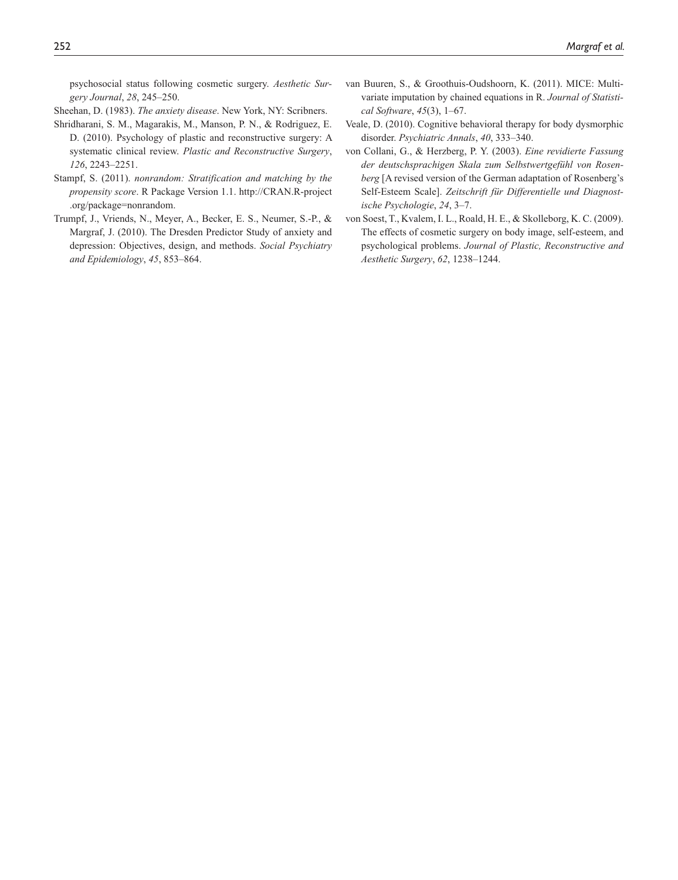psychosocial status following cosmetic surgery. *Aesthetic Surgery Journal*, *28*, 245–250.

Sheehan, D. (1983). *The anxiety disease*. New York, NY: Scribners.

Shridharani, S. M., Magarakis, M., Manson, P. N., & Rodriguez, E. D. (2010). Psychology of plastic and reconstructive surgery: A systematic clinical review. *Plastic and Reconstructive Surgery*, *126*, 2243–2251.

Stampf, S. (2011). *nonrandom: Stratification and matching by the propensity score*. R Package Version 1.1. http://CRAN.R-project.org/package=nonrandom.

Trumpf, J., Vriends, N., Meyer, A., Becker, E. S., Neumer, S.-P., & Margraf, J. (2010). The Dresden Predictor Study of anxiety and depression: Objectives, design, and methods. *Social Psychiatry and Epidemiology*, *45*, 853–864.

van Buuren, S., & Groothuis-Oudshoorn, K. (2011). MICE: Multivariate imputation by chained equations in R. *Journal of Statistical Software*, *45*(3), 1–67.

Veale, D. (2010). Cognitive behavioral therapy for body dysmorphic disorder. *Psychiatric Annals*, *40*, 333–340.

von Collani, G., & Herzberg, P. Y. (2003). *Eine revidierte Fassung der deutschsprachigen Skala zum Selbstwertgefühl von Rosenberg* [A revised version of the German adaptation of Rosenberg's Self-Esteem Scale]. *Zeitschrift für Differentielle und Diagnostische Psychologie*, *24*, 3–7.

von Soest, T., Kvalem, I. L., Roald, H. E., & Skolleborg, K. C. (2009). The effects of cosmetic surgery on body image, self-esteem, and psychological problems. *Journal of Plastic, Reconstructive and Aesthetic Surgery*, *62*, 1238–1244.